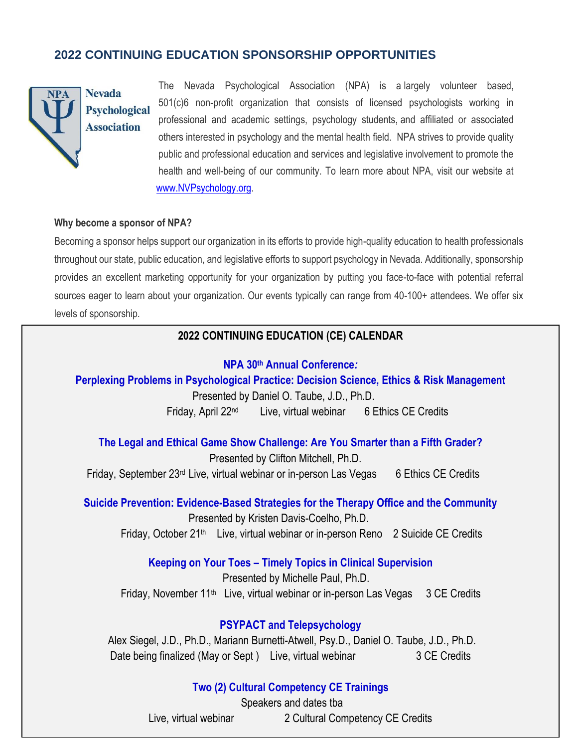## 2022 CONTINUING EDUCATION SPONSORSHIP OPPORTUNITIES

NPA Nevada Psychological Association

The Nevada Psychological Association (NPA) is a largely volunteer based, 501(c)6 non-profit organization that consists of licensed psychologists working in professional and academic settings, psychology students, and affiliated or associated others interested in psychology and the mental health field. NPA strives to provide quality public and professional education and services and legislative involvement to promote the health and well-being of our community. To learn more about NPA, visit our website at www.NVPsychology.org.

**Why become a sponsor of NPA?**

Becoming a sponsor helps support our organization in its efforts to provide high-quality education to health professionals throughout our state, public education, and legislative efforts to support psychology in Nevada. Additionally, sponsorship provides an excellent marketing opportunity for your organization by putting you face-to-face with potential referral sources eager to learn about your organization. Our events typically can range from 40-100+ attendees. We offer six levels of sponsorship.

### 2022 CONTINUING EDUCATION (CE) CALENDAR

**NPA 30th Annual Conference:**
**Perplexing Problems in Psychological Practice: Decision Science, Ethics & Risk Management**
Presented by Daniel O. Taube, J.D., Ph.D.
Friday, April 22nd Live, virtual webinar 6 Ethics CE Credits

**The Legal and Ethical Game Show Challenge: Are You Smarter than a Fifth Grader?**
Presented by Clifton Mitchell, Ph.D.
Friday, September 23rd Live, virtual webinar or in-person Las Vegas 6 Ethics CE Credits

**Suicide Prevention: Evidence-Based Strategies for the Therapy Office and the Community**
Presented by Kristen Davis-Coelho, Ph.D.
Friday, October 21th Live, virtual webinar or in-person Reno 2 Suicide CE Credits

**Keeping on Your Toes – Timely Topics in Clinical Supervision**
Presented by Michelle Paul, Ph.D.
Friday, November 11th Live, virtual webinar or in-person Las Vegas 3 CE Credits

**PSYPACT and Telepsychology**
Alex Siegel, J.D., Ph.D., Mariann Burnetti-Atwell, Psy.D., Daniel O. Taube, J.D., Ph.D.
Date being finalized (May or Sept ) Live, virtual webinar 3 CE Credits

**Two (2) Cultural Competency CE Trainings**
Speakers and dates tba
Live, virtual webinar 2 Cultural Competency CE Credits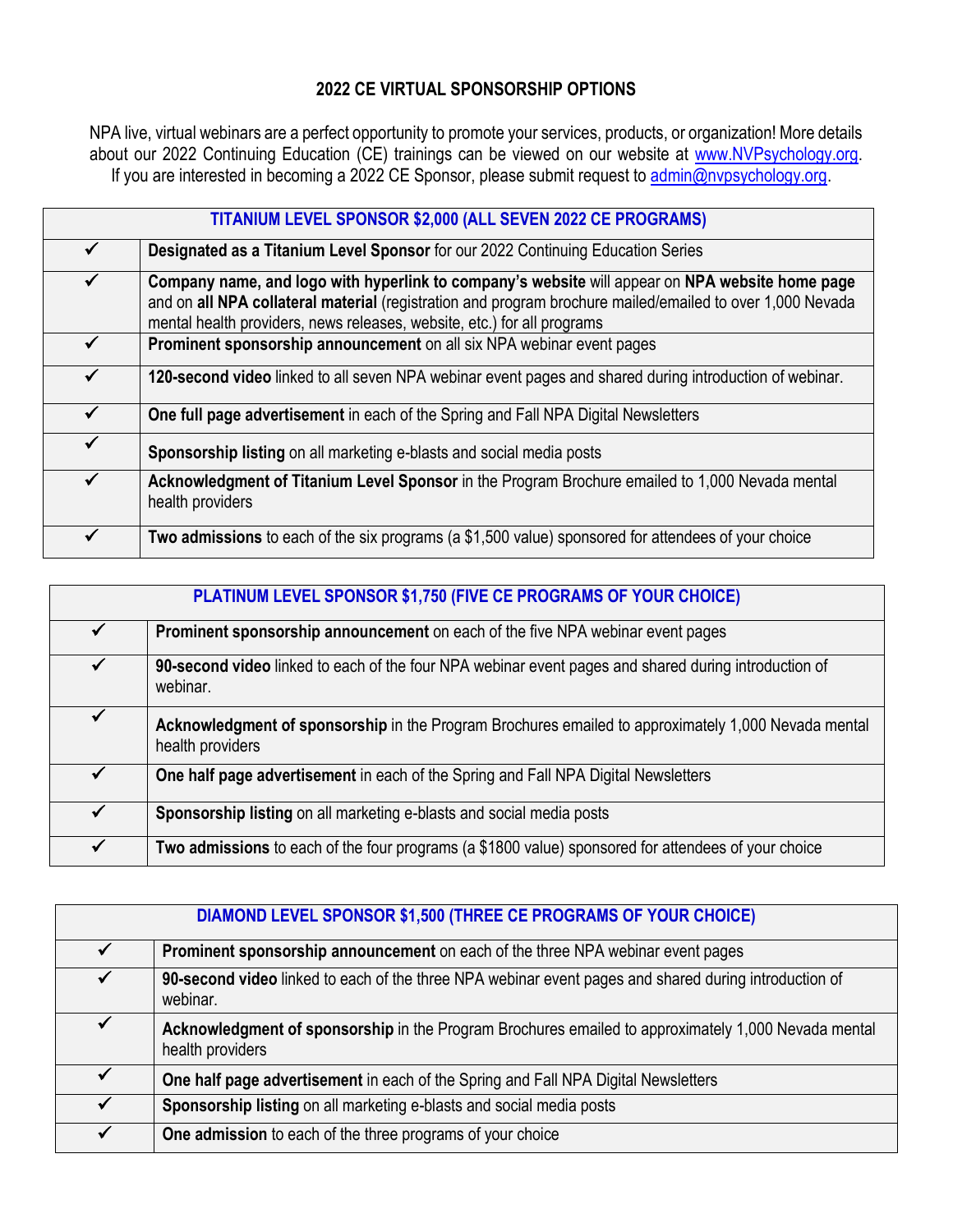## 2022 CE VIRTUAL SPONSORSHIP OPTIONS

NPA live, virtual webinars are a perfect opportunity to promote your services, products, or organization! More details about our 2022 Continuing Education (CE) trainings can be viewed on our website at www.NVPsychology.org. If you are interested in becoming a 2022 CE Sponsor, please submit request to admin@nvpsychology.org.

| TITANIUM LEVEL SPONSOR $2,000 (ALL SEVEN 2022 CE PROGRAMS) | |
|---|---|
| ✓ | **Designated as a Titanium Level Sponsor** for our 2022 Continuing Education Series |
| ✓ | **Company name, and logo with hyperlink to company's website** will appear on **NPA website home page** and on **all NPA collateral material** (registration and program brochure mailed/emailed to over 1,000 Nevada mental health providers, news releases, website, etc.) for all programs |
| ✓ | **Prominent sponsorship announcement** on all six NPA webinar event pages |
| ✓ | **120-second video** linked to all seven NPA webinar event pages and shared during introduction of webinar. |
| ✓ | **One full page advertisement** in each of the Spring and Fall NPA Digital Newsletters |
| ✓ | **Sponsorship listing** on all marketing e-blasts and social media posts |
| ✓ | **Acknowledgment of Titanium Level Sponsor** in the Program Brochure emailed to 1,000 Nevada mental health providers |
| ✓ | **Two admissions** to each of the six programs (a $1,500 value) sponsored for attendees of your choice |

| PLATINUM LEVEL SPONSOR $1,750 (FIVE CE PROGRAMS OF YOUR CHOICE) | |
|---|---|
| ✓ | **Prominent sponsorship announcement** on each of the five NPA webinar event pages |
| ✓ | **90-second video** linked to each of the four NPA webinar event pages and shared during introduction of webinar. |
| ✓ | **Acknowledgment of sponsorship** in the Program Brochures emailed to approximately 1,000 Nevada mental health providers |
| ✓ | **One half page advertisement** in each of the Spring and Fall NPA Digital Newsletters |
| ✓ | **Sponsorship listing** on all marketing e-blasts and social media posts |
| ✓ | **Two admissions** to each of the four programs (a $1800 value) sponsored for attendees of your choice |

| DIAMOND LEVEL SPONSOR $1,500 (THREE CE PROGRAMS OF YOUR CHOICE) | |
|---|---|
| ✓ | **Prominent sponsorship announcement** on each of the three NPA webinar event pages |
| ✓ | **90-second video** linked to each of the three NPA webinar event pages and shared during introduction of webinar. |
| ✓ | **Acknowledgment of sponsorship** in the Program Brochures emailed to approximately 1,000 Nevada mental health providers |
| ✓ | **One half page advertisement** in each of the Spring and Fall NPA Digital Newsletters |
| ✓ | **Sponsorship listing** on all marketing e-blasts and social media posts |
| ✓ | **One admission** to each of the three programs of your choice |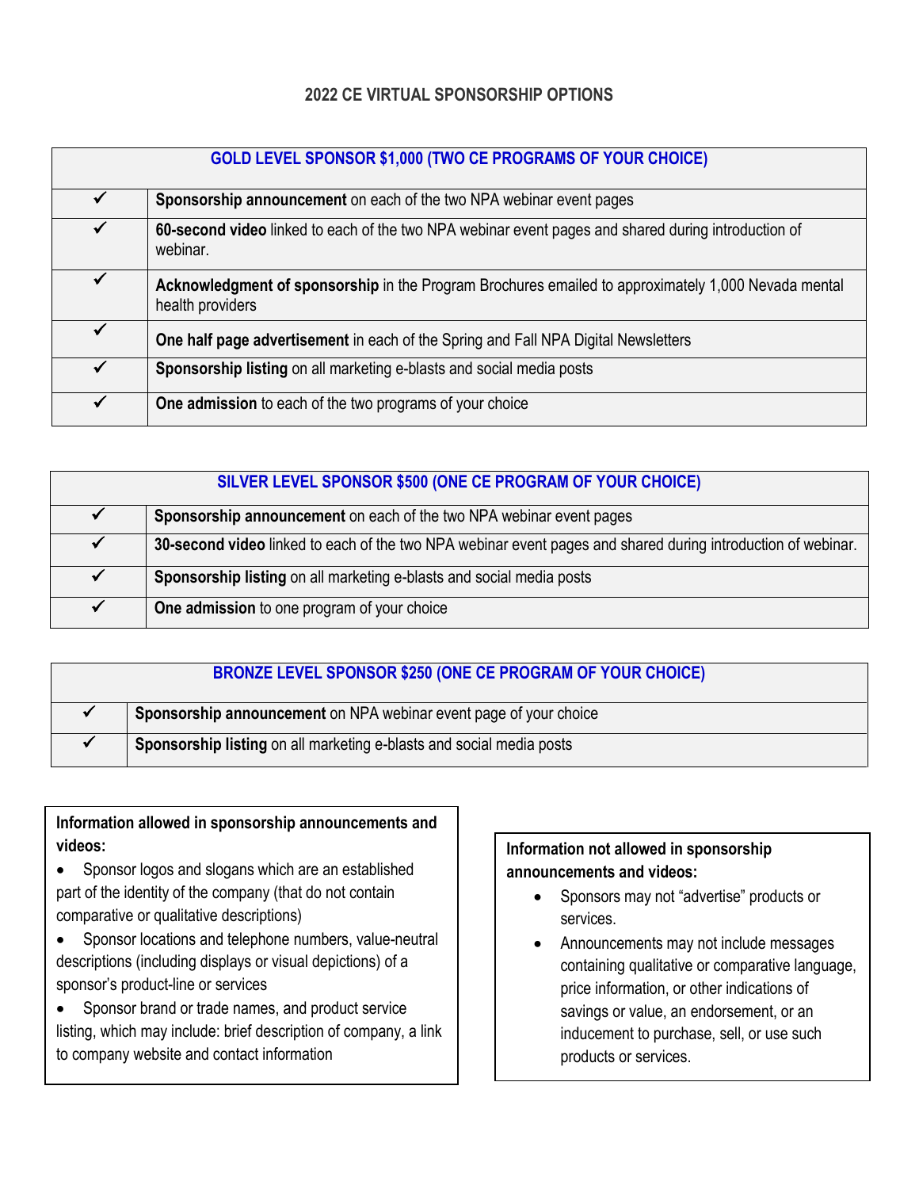## 2022 CE VIRTUAL SPONSORSHIP OPTIONS

| GOLD LEVEL SPONSOR $1,000 (TWO CE PROGRAMS OF YOUR CHOICE) | |
|---|---|
| ✓ | **Sponsorship announcement** on each of the two NPA webinar event pages |
| ✓ | **60-second video** linked to each of the two NPA webinar event pages and shared during introduction of webinar. |
| ✓ | **Acknowledgment of sponsorship** in the Program Brochures emailed to approximately 1,000 Nevada mental health providers |
| ✓ | **One half page advertisement** in each of the Spring and Fall NPA Digital Newsletters |
| ✓ | **Sponsorship listing** on all marketing e-blasts and social media posts |
| ✓ | **One admission** to each of the two programs of your choice |

| SILVER LEVEL SPONSOR $500 (ONE CE PROGRAM OF YOUR CHOICE) | |
|---|---|
| ✓ | **Sponsorship announcement** on each of the two NPA webinar event pages |
| ✓ | **30-second video** linked to each of the two NPA webinar event pages and shared during introduction of webinar. |
| ✓ | **Sponsorship listing** on all marketing e-blasts and social media posts |
| ✓ | **One admission** to one program of your choice |

| BRONZE LEVEL SPONSOR $250 (ONE CE PROGRAM OF YOUR CHOICE) | |
|---|---|
| ✓ | **Sponsorship announcement** on NPA webinar event page of your choice |
| ✓ | **Sponsorship listing** on all marketing e-blasts and social media posts |

**Information allowed in sponsorship announcements and videos:**

- Sponsor logos and slogans which are an established part of the identity of the company (that do not contain comparative or qualitative descriptions)
- Sponsor locations and telephone numbers, value-neutral descriptions (including displays or visual depictions) of a sponsor's product-line or services
- Sponsor brand or trade names, and product service listing, which may include: brief description of company, a link to company website and contact information

**Information not allowed in sponsorship announcements and videos:**

- Sponsors may not "advertise" products or services.
- Announcements may not include messages containing qualitative or comparative language, price information, or other indications of savings or value, an endorsement, or an inducement to purchase, sell, or use such products or services.